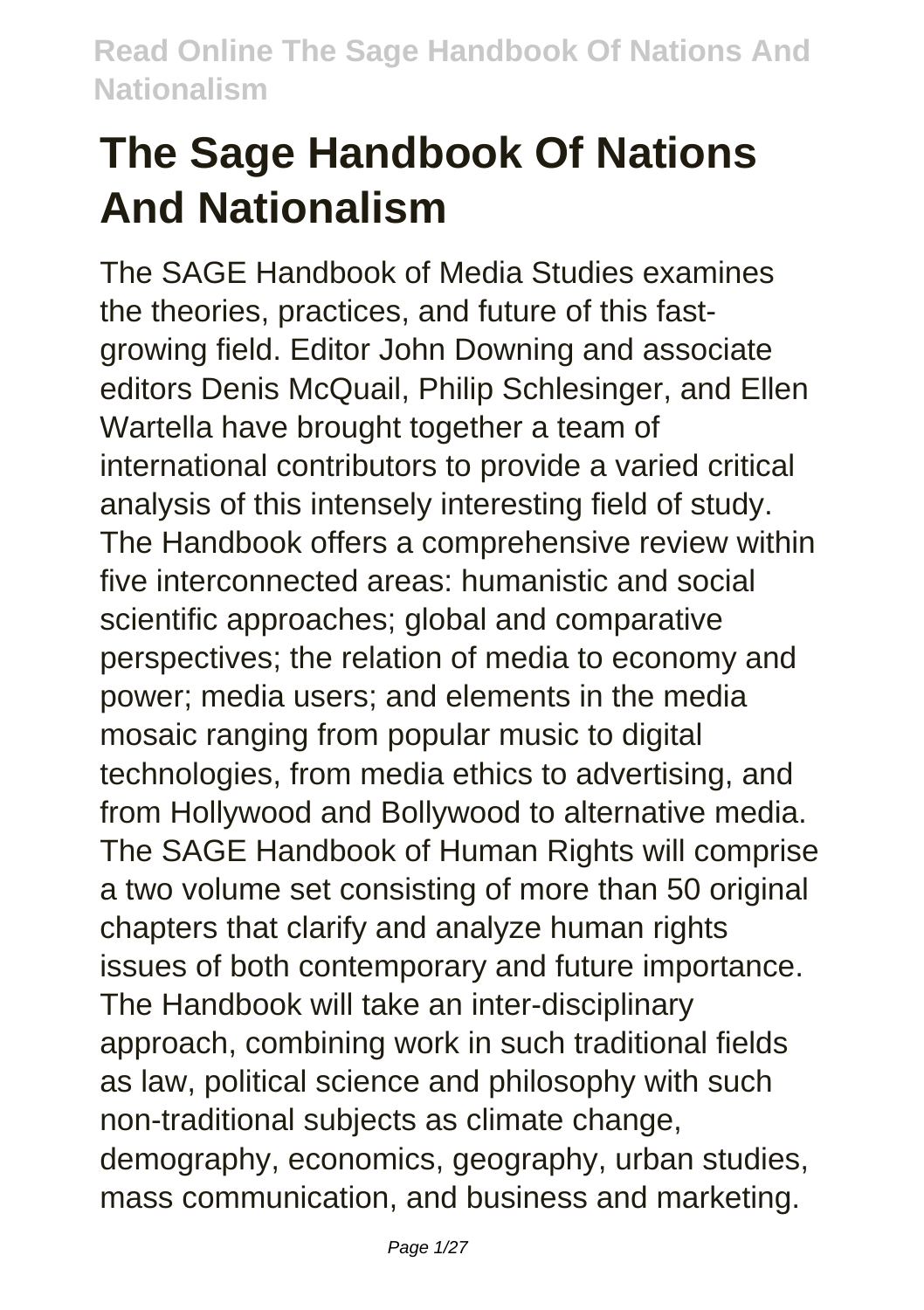# The Sage Handbook Of Nations And Nationalism

The SAGE Handbook of Media Studies examines the theories, practices, and future of this fast-growing field. Editor John Downing and associate editors Denis McQuail, Philip Schlesinger, and Ellen Wartella have brought together a team of international contributors to provide a varied critical analysis of this intensely interesting field of study. The Handbook offers a comprehensive review within five interconnected areas: humanistic and social scientific approaches; global and comparative perspectives; the relation of media to economy and power; media users; and elements in the media mosaic ranging from popular music to digital technologies, from media ethics to advertising, and from Hollywood and Bollywood to alternative media. The SAGE Handbook of Human Rights will comprise a two volume set consisting of more than 50 original chapters that clarify and analyze human rights issues of both contemporary and future importance. The Handbook will take an inter-disciplinary approach, combining work in such traditional fields as law, political science and philosophy with such non-traditional subjects as climate change, demography, economics, geography, urban studies, mass communication, and business and marketing.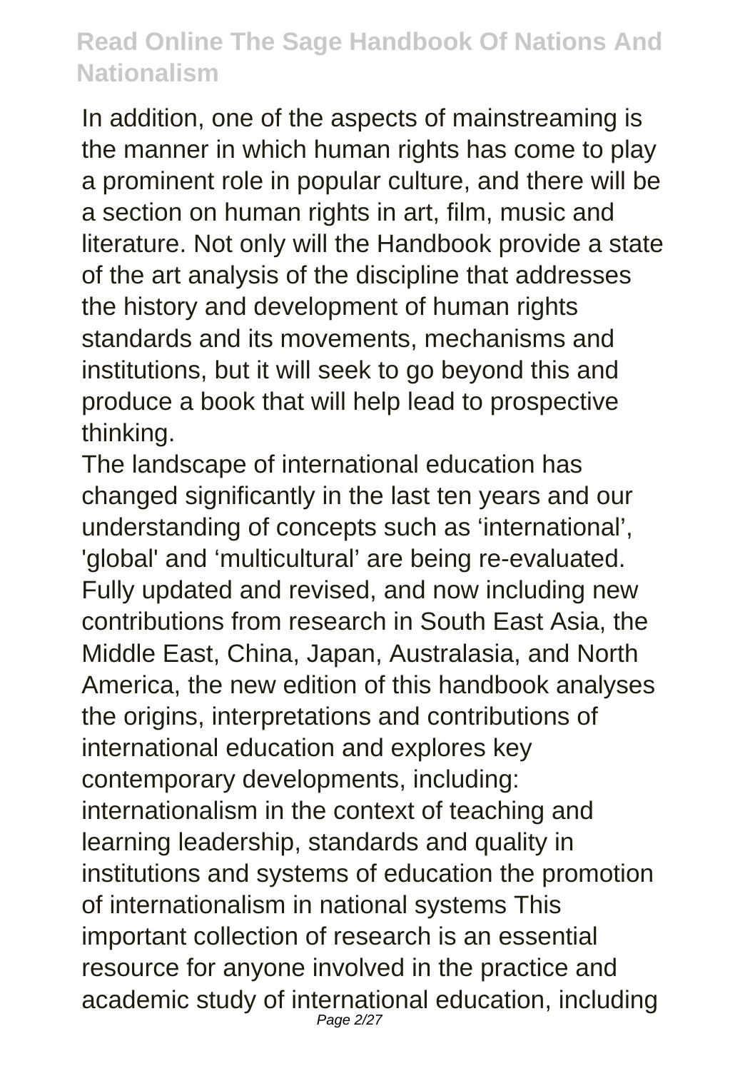In addition, one of the aspects of mainstreaming is the manner in which human rights has come to play a prominent role in popular culture, and there will be a section on human rights in art, film, music and literature. Not only will the Handbook provide a state of the art analysis of the discipline that addresses the history and development of human rights standards and its movements, mechanisms and institutions, but it will seek to go beyond this and produce a book that will help lead to prospective thinking.

The landscape of international education has changed significantly in the last ten years and our understanding of concepts such as 'international', 'global' and 'multicultural' are being re-evaluated. Fully updated and revised, and now including new contributions from research in South East Asia, the Middle East, China, Japan, Australasia, and North America, the new edition of this handbook analyses the origins, interpretations and contributions of international education and explores key contemporary developments, including: internationalism in the context of teaching and learning leadership, standards and quality in institutions and systems of education the promotion of internationalism in national systems This important collection of research is an essential resource for anyone involved in the practice and academic study of international education, including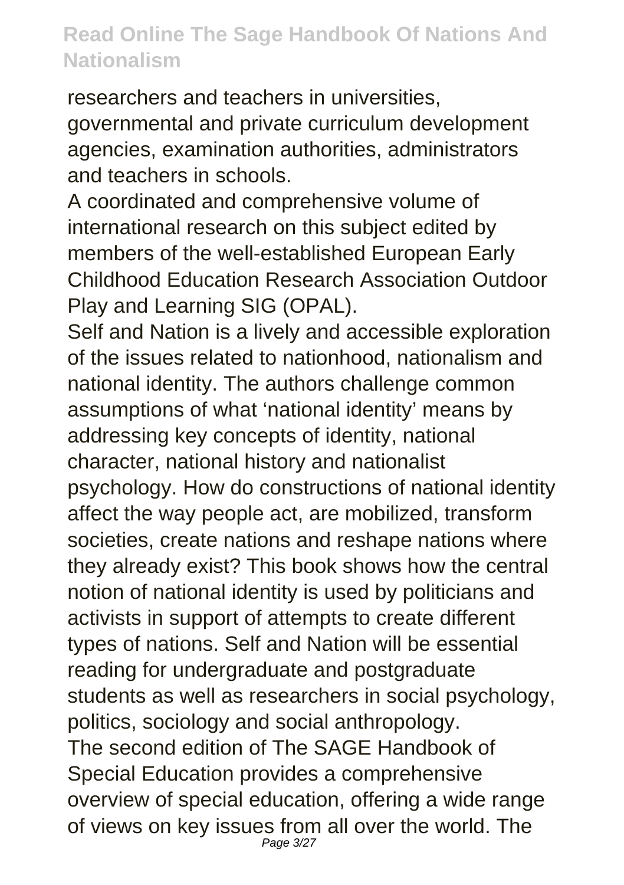researchers and teachers in universities, governmental and private curriculum development agencies, examination authorities, administrators and teachers in schools.

A coordinated and comprehensive volume of international research on this subject edited by members of the well-established European Early Childhood Education Research Association Outdoor Play and Learning SIG (OPAL).

Self and Nation is a lively and accessible exploration of the issues related to nationhood, nationalism and national identity. The authors challenge common assumptions of what 'national identity' means by addressing key concepts of identity, national character, national history and nationalist psychology. How do constructions of national identity affect the way people act, are mobilized, transform societies, create nations and reshape nations where they already exist? This book shows how the central notion of national identity is used by politicians and activists in support of attempts to create different types of nations. Self and Nation will be essential reading for undergraduate and postgraduate students as well as researchers in social psychology, politics, sociology and social anthropology.

The second edition of The SAGE Handbook of Special Education provides a comprehensive overview of special education, offering a wide range of views on key issues from all over the world. The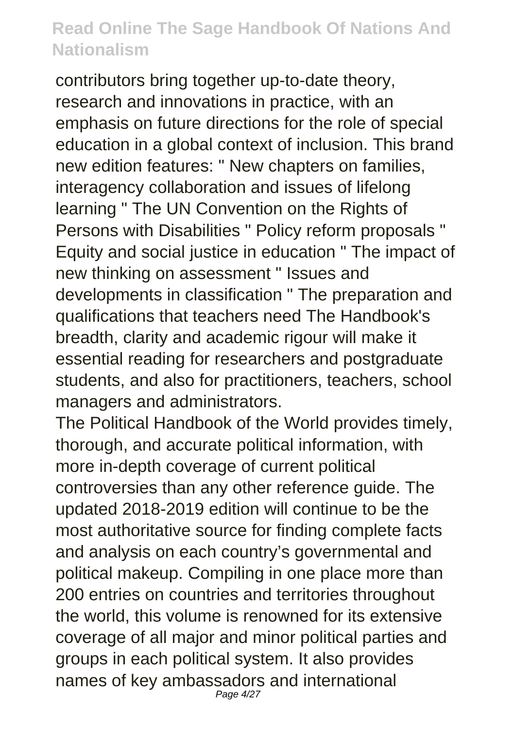contributors bring together up-to-date theory, research and innovations in practice, with an emphasis on future directions for the role of special education in a global context of inclusion. This brand new edition features: " New chapters on families, interagency collaboration and issues of lifelong learning " The UN Convention on the Rights of Persons with Disabilities " Policy reform proposals " Equity and social justice in education " The impact of new thinking on assessment " Issues and developments in classification " The preparation and qualifications that teachers need The Handbook's breadth, clarity and academic rigour will make it essential reading for researchers and postgraduate students, and also for practitioners, teachers, school managers and administrators.

The Political Handbook of the World provides timely, thorough, and accurate political information, with more in-depth coverage of current political controversies than any other reference guide. The updated 2018-2019 edition will continue to be the most authoritative source for finding complete facts and analysis on each country's governmental and political makeup. Compiling in one place more than 200 entries on countries and territories throughout the world, this volume is renowned for its extensive coverage of all major and minor political parties and groups in each political system. It also provides names of key ambassadors and international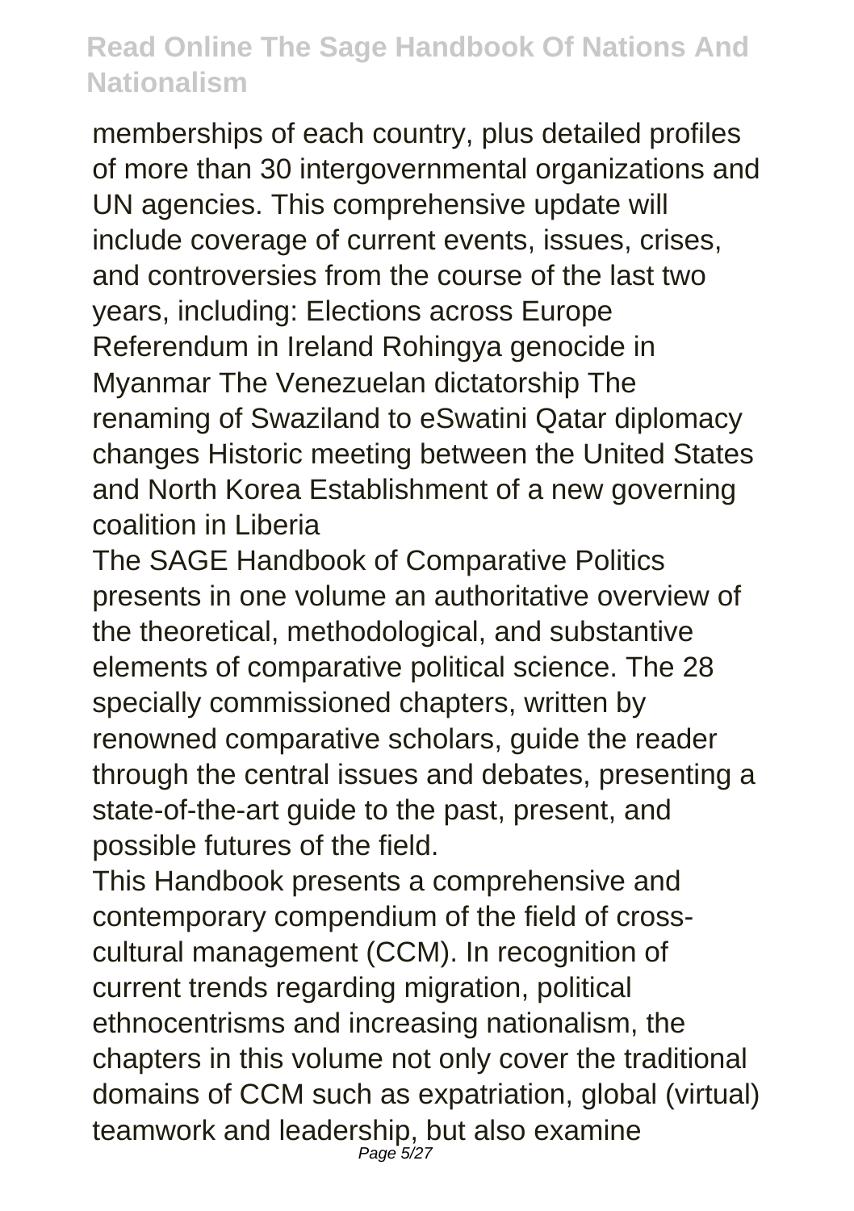memberships of each country, plus detailed profiles of more than 30 intergovernmental organizations and UN agencies. This comprehensive update will include coverage of current events, issues, crises, and controversies from the course of the last two years, including: Elections across Europe Referendum in Ireland Rohingya genocide in Myanmar The Venezuelan dictatorship The renaming of Swaziland to eSwatini Qatar diplomacy changes Historic meeting between the United States and North Korea Establishment of a new governing coalition in Liberia

The SAGE Handbook of Comparative Politics presents in one volume an authoritative overview of the theoretical, methodological, and substantive elements of comparative political science. The 28 specially commissioned chapters, written by renowned comparative scholars, guide the reader through the central issues and debates, presenting a state-of-the-art guide to the past, present, and possible futures of the field.

This Handbook presents a comprehensive and contemporary compendium of the field of cross-cultural management (CCM). In recognition of current trends regarding migration, political ethnocentrisms and increasing nationalism, the chapters in this volume not only cover the traditional domains of CCM such as expatriation, global (virtual) teamwork and leadership, but also examine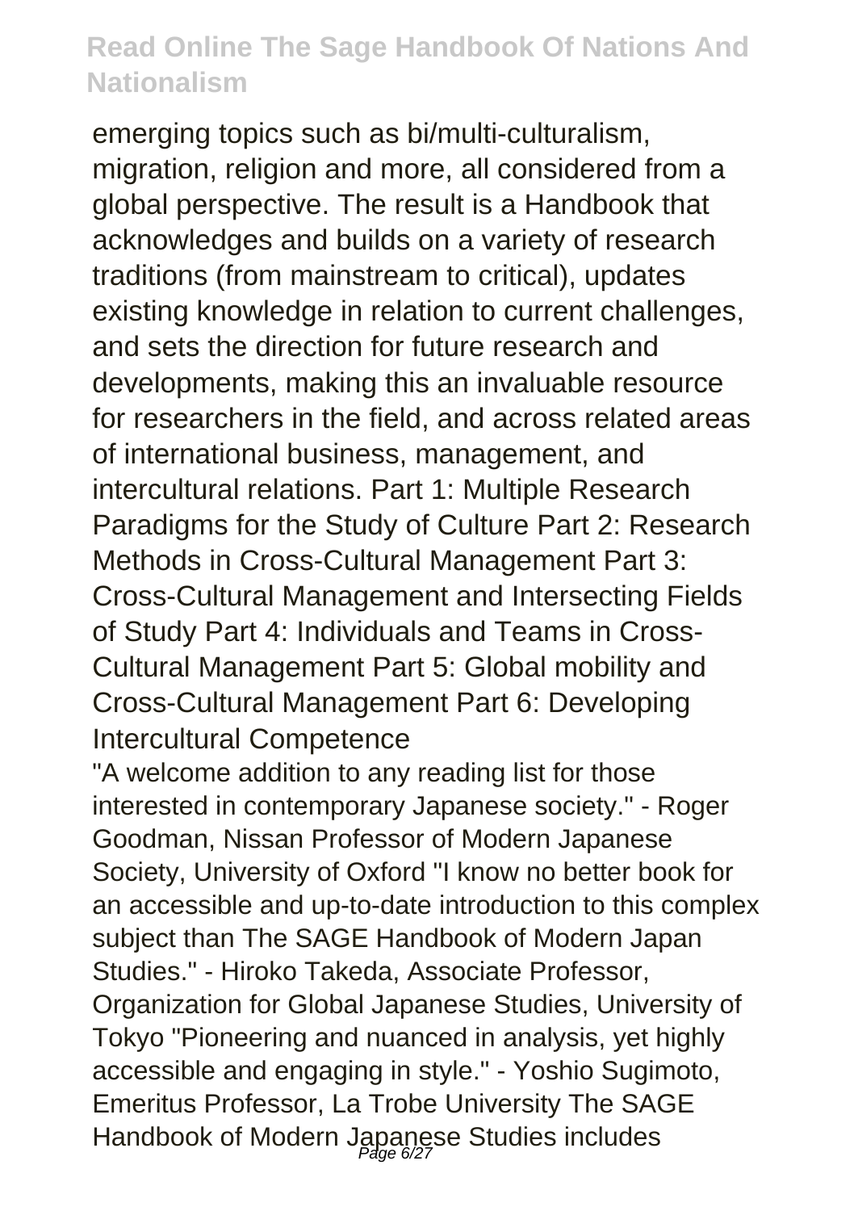emerging topics such as bi/multi-culturalism, migration, religion and more, all considered from a global perspective. The result is a Handbook that acknowledges and builds on a variety of research traditions (from mainstream to critical), updates existing knowledge in relation to current challenges, and sets the direction for future research and developments, making this an invaluable resource for researchers in the field, and across related areas of international business, management, and intercultural relations. Part 1: Multiple Research Paradigms for the Study of Culture Part 2: Research Methods in Cross-Cultural Management Part 3: Cross-Cultural Management and Intersecting Fields of Study Part 4: Individuals and Teams in Cross-Cultural Management Part 5: Global mobility and Cross-Cultural Management Part 6: Developing Intercultural Competence

"A welcome addition to any reading list for those interested in contemporary Japanese society." - Roger Goodman, Nissan Professor of Modern Japanese Society, University of Oxford "I know no better book for an accessible and up-to-date introduction to this complex subject than The SAGE Handbook of Modern Japan Studies." - Hiroko Takeda, Associate Professor, Organization for Global Japanese Studies, University of Tokyo "Pioneering and nuanced in analysis, yet highly accessible and engaging in style." - Yoshio Sugimoto, Emeritus Professor, La Trobe University The SAGE Handbook of Modern Japanese Studies includes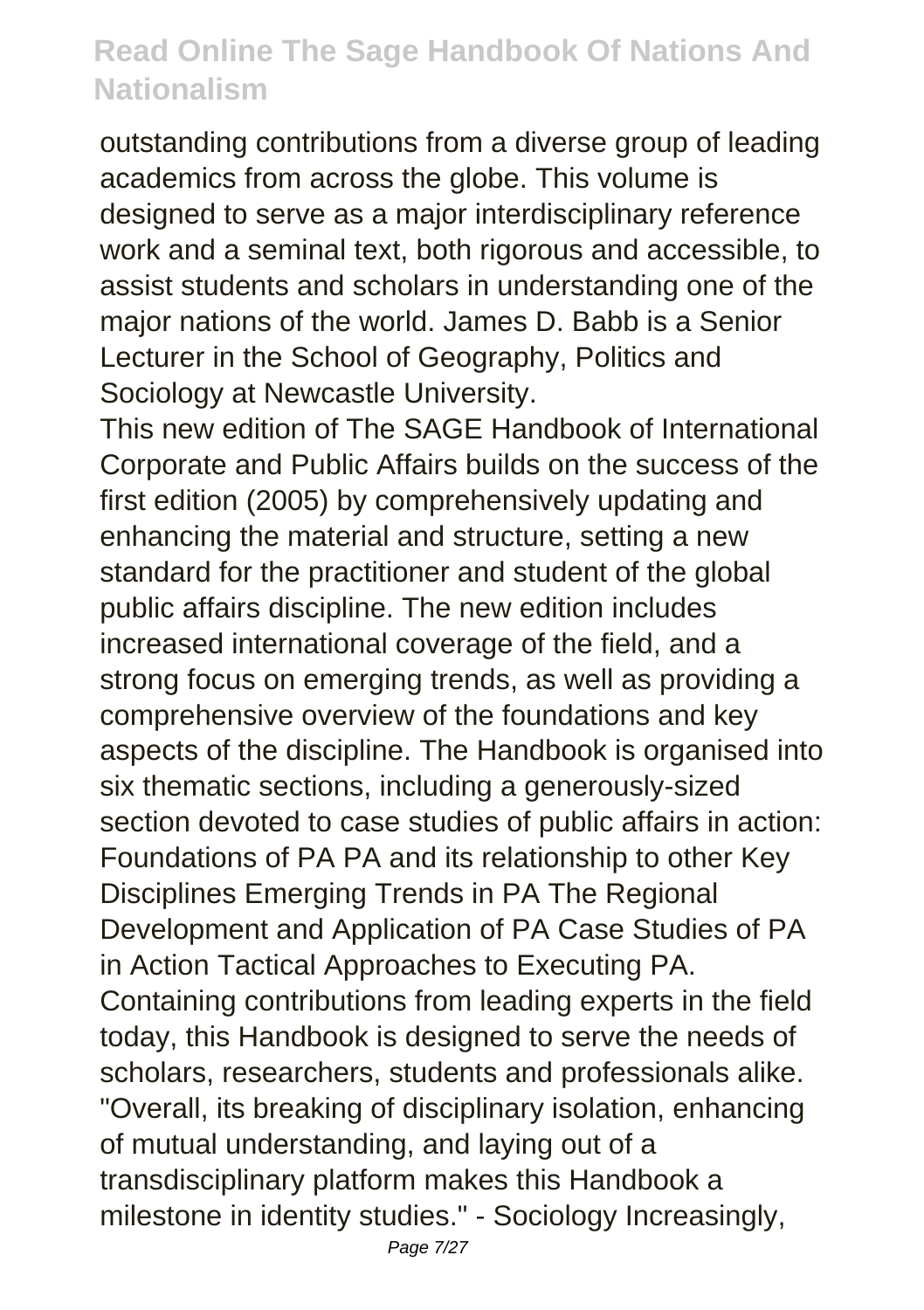outstanding contributions from a diverse group of leading academics from across the globe. This volume is designed to serve as a major interdisciplinary reference work and a seminal text, both rigorous and accessible, to assist students and scholars in understanding one of the major nations of the world. James D. Babb is a Senior Lecturer in the School of Geography, Politics and Sociology at Newcastle University.

This new edition of The SAGE Handbook of International Corporate and Public Affairs builds on the success of the first edition (2005) by comprehensively updating and enhancing the material and structure, setting a new standard for the practitioner and student of the global public affairs discipline. The new edition includes increased international coverage of the field, and a strong focus on emerging trends, as well as providing a comprehensive overview of the foundations and key aspects of the discipline. The Handbook is organised into six thematic sections, including a generously-sized section devoted to case studies of public affairs in action: Foundations of PA PA and its relationship to other Key Disciplines Emerging Trends in PA The Regional Development and Application of PA Case Studies of PA in Action Tactical Approaches to Executing PA. Containing contributions from leading experts in the field today, this Handbook is designed to serve the needs of scholars, researchers, students and professionals alike.

"Overall, its breaking of disciplinary isolation, enhancing of mutual understanding, and laying out of a transdisciplinary platform makes this Handbook a milestone in identity studies." - Sociology Increasingly,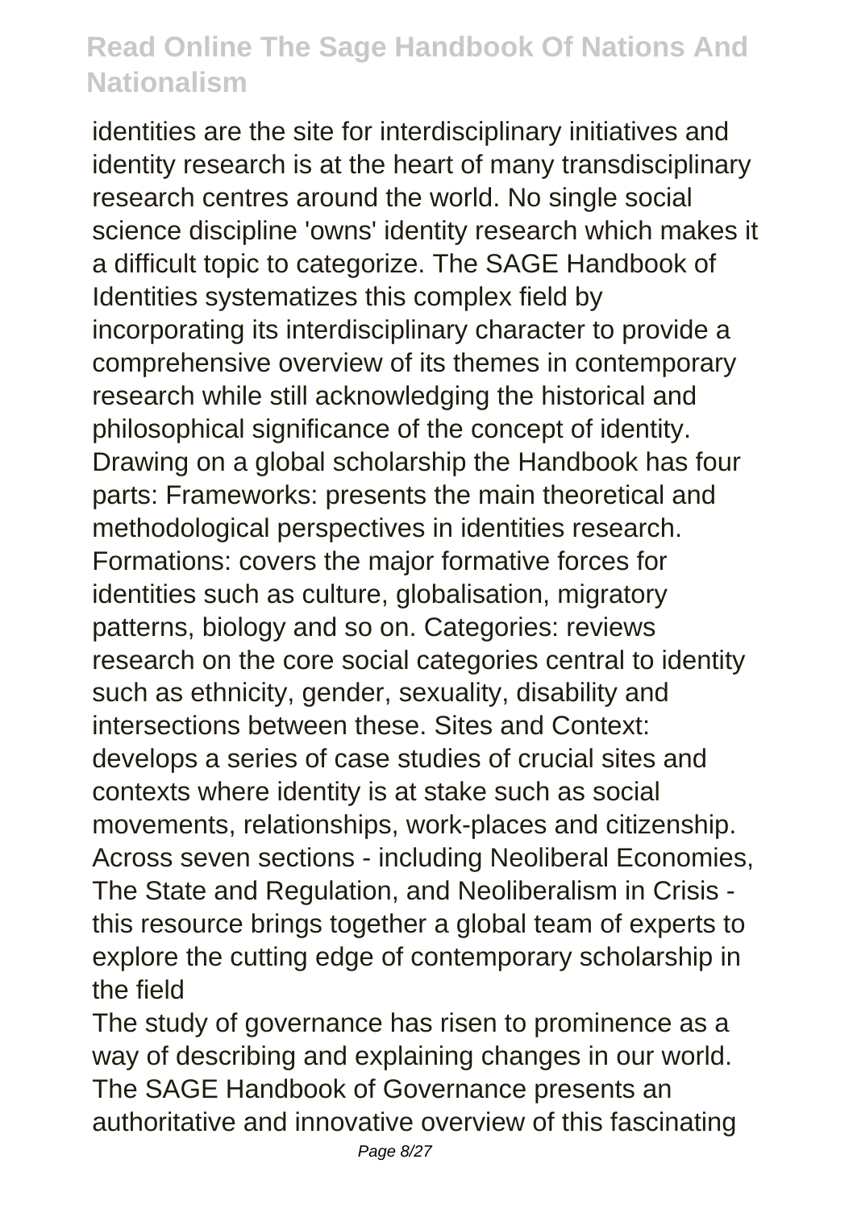identities are the site for interdisciplinary initiatives and identity research is at the heart of many transdisciplinary research centres around the world. No single social science discipline 'owns' identity research which makes it a difficult topic to categorize. The SAGE Handbook of Identities systematizes this complex field by incorporating its interdisciplinary character to provide a comprehensive overview of its themes in contemporary research while still acknowledging the historical and philosophical significance of the concept of identity. Drawing on a global scholarship the Handbook has four parts: Frameworks: presents the main theoretical and methodological perspectives in identities research. Formations: covers the major formative forces for identities such as culture, globalisation, migratory patterns, biology and so on. Categories: reviews research on the core social categories central to identity such as ethnicity, gender, sexuality, disability and intersections between these. Sites and Context: develops a series of case studies of crucial sites and contexts where identity is at stake such as social movements, relationships, work-places and citizenship. Across seven sections - including Neoliberal Economies, The State and Regulation, and Neoliberalism in Crisis - this resource brings together a global team of experts to explore the cutting edge of contemporary scholarship in the field

The study of governance has risen to prominence as a way of describing and explaining changes in our world. The SAGE Handbook of Governance presents an authoritative and innovative overview of this fascinating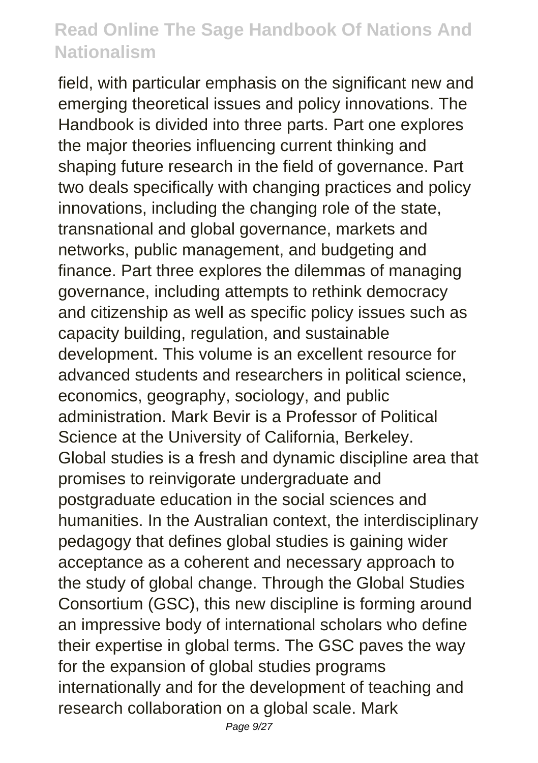field, with particular emphasis on the significant new and emerging theoretical issues and policy innovations. The Handbook is divided into three parts. Part one explores the major theories influencing current thinking and shaping future research in the field of governance. Part two deals specifically with changing practices and policy innovations, including the changing role of the state, transnational and global governance, markets and networks, public management, and budgeting and finance. Part three explores the dilemmas of managing governance, including attempts to rethink democracy and citizenship as well as specific policy issues such as capacity building, regulation, and sustainable development. This volume is an excellent resource for advanced students and researchers in political science, economics, geography, sociology, and public administration. Mark Bevir is a Professor of Political Science at the University of California, Berkeley. Global studies is a fresh and dynamic discipline area that promises to reinvigorate undergraduate and postgraduate education in the social sciences and humanities. In the Australian context, the interdisciplinary pedagogy that defines global studies is gaining wider acceptance as a coherent and necessary approach to the study of global change. Through the Global Studies Consortium (GSC), this new discipline is forming around an impressive body of international scholars who define their expertise in global terms. The GSC paves the way for the expansion of global studies programs internationally and for the development of teaching and research collaboration on a global scale. Mark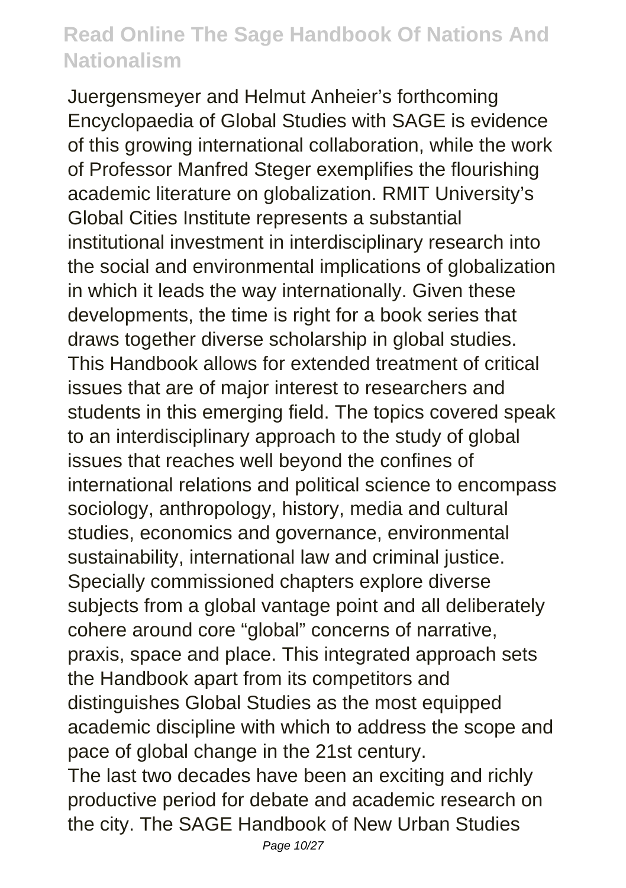Juergensmeyer and Helmut Anheier's forthcoming Encyclopaedia of Global Studies with SAGE is evidence of this growing international collaboration, while the work of Professor Manfred Steger exemplifies the flourishing academic literature on globalization. RMIT University's Global Cities Institute represents a substantial institutional investment in interdisciplinary research into the social and environmental implications of globalization in which it leads the way internationally. Given these developments, the time is right for a book series that draws together diverse scholarship in global studies. This Handbook allows for extended treatment of critical issues that are of major interest to researchers and students in this emerging field. The topics covered speak to an interdisciplinary approach to the study of global issues that reaches well beyond the confines of international relations and political science to encompass sociology, anthropology, history, media and cultural studies, economics and governance, environmental sustainability, international law and criminal justice. Specially commissioned chapters explore diverse subjects from a global vantage point and all deliberately cohere around core "global" concerns of narrative, praxis, space and place. This integrated approach sets the Handbook apart from its competitors and distinguishes Global Studies as the most equipped academic discipline with which to address the scope and pace of global change in the 21st century.

The last two decades have been an exciting and richly productive period for debate and academic research on the city. The SAGE Handbook of New Urban Studies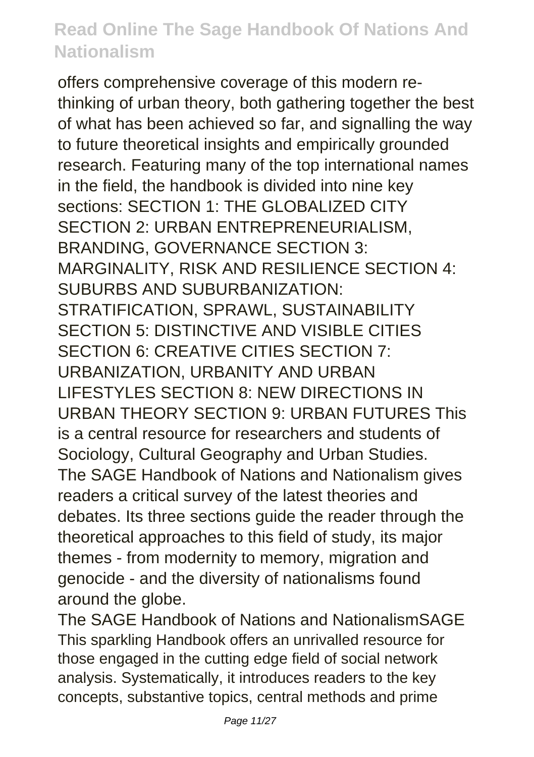offers comprehensive coverage of this modern re-thinking of urban theory, both gathering together the best of what has been achieved so far, and signalling the way to future theoretical insights and empirically grounded research. Featuring many of the top international names in the field, the handbook is divided into nine key sections: SECTION 1: THE GLOBALIZED CITY SECTION 2: URBAN ENTREPRENEURIALISM, BRANDING, GOVERNANCE SECTION 3: MARGINALITY, RISK AND RESILIENCE SECTION 4: SUBURBS AND SUBURBANIZATION: STRATIFICATION, SPRAWL, SUSTAINABILITY SECTION 5: DISTINCTIVE AND VISIBLE CITIES SECTION 6: CREATIVE CITIES SECTION 7: URBANIZATION, URBANITY AND URBAN LIFESTYLES SECTION 8: NEW DIRECTIONS IN URBAN THEORY SECTION 9: URBAN FUTURES This is a central resource for researchers and students of Sociology, Cultural Geography and Urban Studies.

The SAGE Handbook of Nations and Nationalism gives readers a critical survey of the latest theories and debates. Its three sections guide the reader through the theoretical approaches to this field of study, its major themes - from modernity to memory, migration and genocide - and the diversity of nationalisms found around the globe.

The SAGE Handbook of Nations and NationalismSAGE

This sparkling Handbook offers an unrivalled resource for those engaged in the cutting edge field of social network analysis. Systematically, it introduces readers to the key concepts, substantive topics, central methods and prime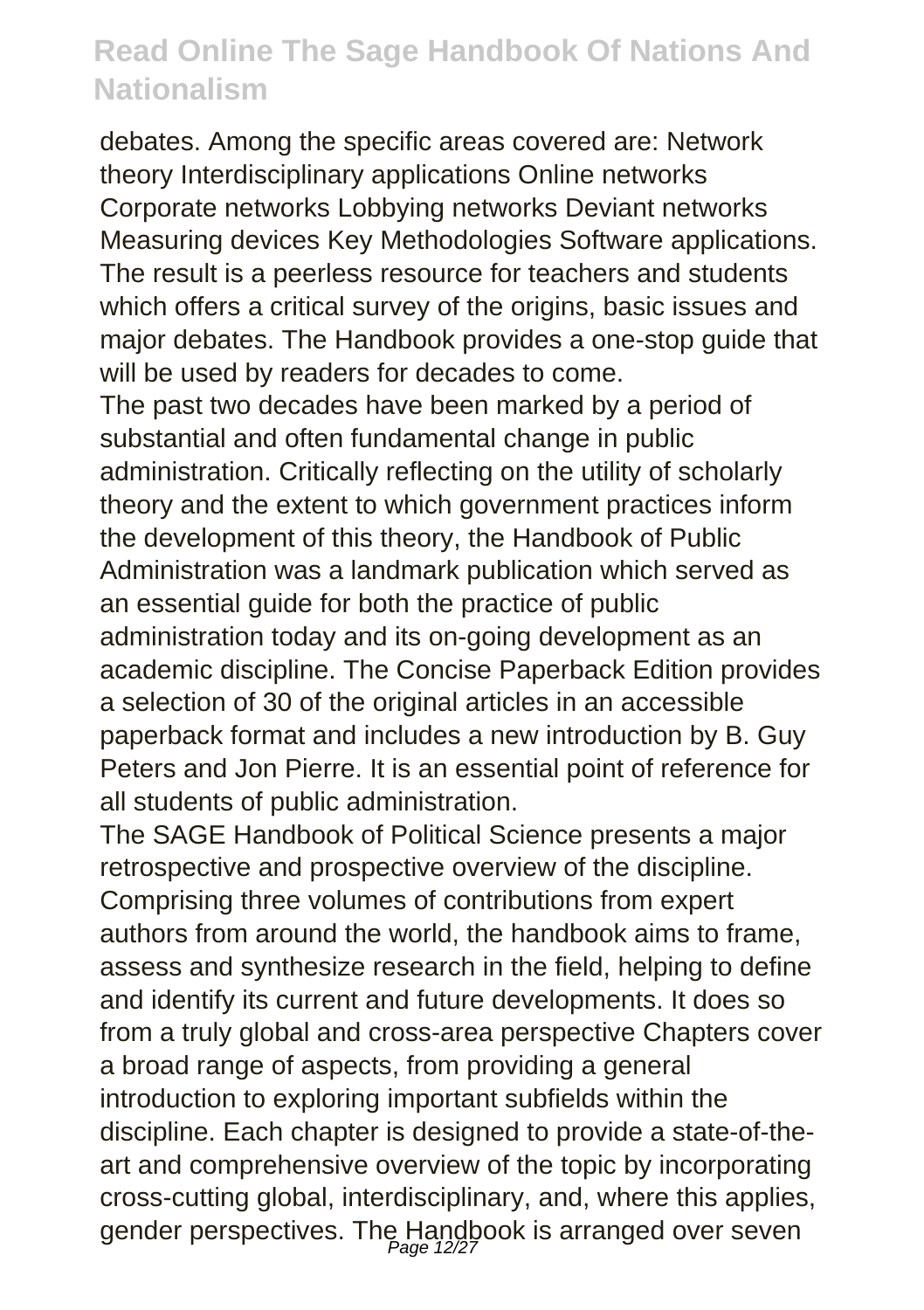debates. Among the specific areas covered are: Network theory Interdisciplinary applications Online networks Corporate networks Lobbying networks Deviant networks Measuring devices Key Methodologies Software applications. The result is a peerless resource for teachers and students which offers a critical survey of the origins, basic issues and major debates. The Handbook provides a one-stop guide that will be used by readers for decades to come.

The past two decades have been marked by a period of substantial and often fundamental change in public administration. Critically reflecting on the utility of scholarly theory and the extent to which government practices inform the development of this theory, the Handbook of Public Administration was a landmark publication which served as an essential guide for both the practice of public administration today and its on-going development as an academic discipline. The Concise Paperback Edition provides a selection of 30 of the original articles in an accessible paperback format and includes a new introduction by B. Guy Peters and Jon Pierre. It is an essential point of reference for all students of public administration.

The SAGE Handbook of Political Science presents a major retrospective and prospective overview of the discipline. Comprising three volumes of contributions from expert authors from around the world, the handbook aims to frame, assess and synthesize research in the field, helping to define and identify its current and future developments. It does so from a truly global and cross-area perspective Chapters cover a broad range of aspects, from providing a general introduction to exploring important subfields within the discipline. Each chapter is designed to provide a state-of-the-art and comprehensive overview of the topic by incorporating cross-cutting global, interdisciplinary, and, where this applies, gender perspectives. The Handbook is arranged over seven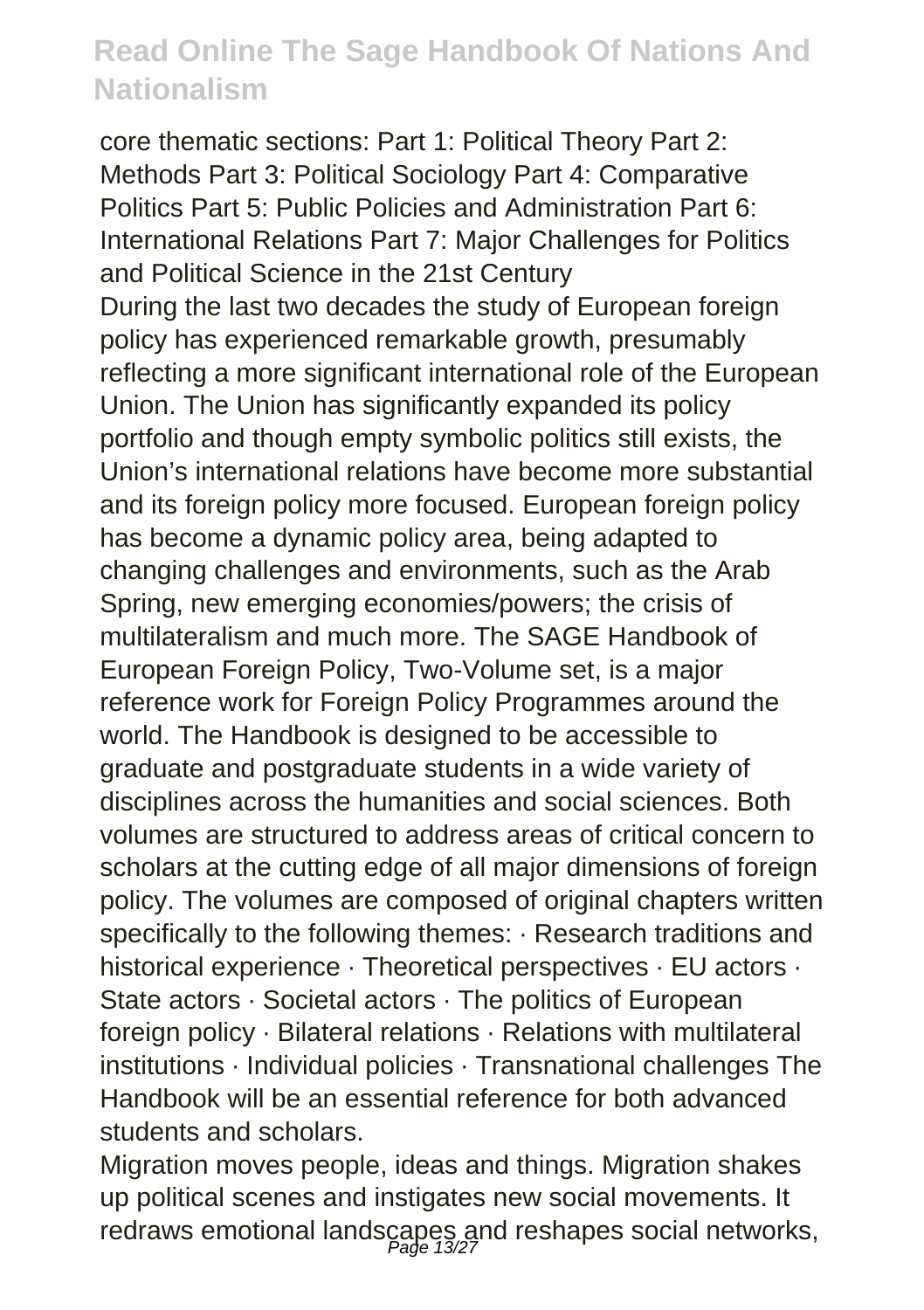core thematic sections: Part 1: Political Theory Part 2: Methods Part 3: Political Sociology Part 4: Comparative Politics Part 5: Public Policies and Administration Part 6: International Relations Part 7: Major Challenges for Politics and Political Science in the 21st Century

During the last two decades the study of European foreign policy has experienced remarkable growth, presumably reflecting a more significant international role of the European Union. The Union has significantly expanded its policy portfolio and though empty symbolic politics still exists, the Union's international relations have become more substantial and its foreign policy more focused. European foreign policy has become a dynamic policy area, being adapted to changing challenges and environments, such as the Arab Spring, new emerging economies/powers; the crisis of multilateralism and much more. The SAGE Handbook of European Foreign Policy, Two-Volume set, is a major reference work for Foreign Policy Programmes around the world. The Handbook is designed to be accessible to graduate and postgraduate students in a wide variety of disciplines across the humanities and social sciences. Both volumes are structured to address areas of critical concern to scholars at the cutting edge of all major dimensions of foreign policy. The volumes are composed of original chapters written specifically to the following themes: · Research traditions and historical experience · Theoretical perspectives · EU actors · State actors · Societal actors · The politics of European foreign policy · Bilateral relations · Relations with multilateral institutions · Individual policies · Transnational challenges The Handbook will be an essential reference for both advanced students and scholars.

Migration moves people, ideas and things. Migration shakes up political scenes and instigates new social movements. It redraws emotional landscapes and reshapes social networks,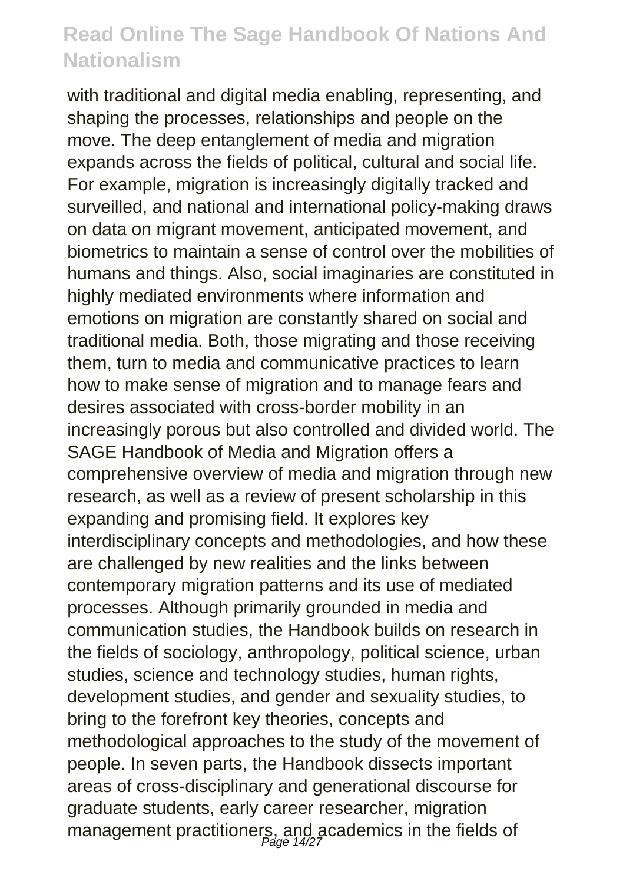with traditional and digital media enabling, representing, and shaping the processes, relationships and people on the move. The deep entanglement of media and migration expands across the fields of political, cultural and social life. For example, migration is increasingly digitally tracked and surveilled, and national and international policy-making draws on data on migrant movement, anticipated movement, and biometrics to maintain a sense of control over the mobilities of humans and things. Also, social imaginaries are constituted in highly mediated environments where information and emotions on migration are constantly shared on social and traditional media. Both, those migrating and those receiving them, turn to media and communicative practices to learn how to make sense of migration and to manage fears and desires associated with cross-border mobility in an increasingly porous but also controlled and divided world. The SAGE Handbook of Media and Migration offers a comprehensive overview of media and migration through new research, as well as a review of present scholarship in this expanding and promising field. It explores key interdisciplinary concepts and methodologies, and how these are challenged by new realities and the links between contemporary migration patterns and its use of mediated processes. Although primarily grounded in media and communication studies, the Handbook builds on research in the fields of sociology, anthropology, political science, urban studies, science and technology studies, human rights, development studies, and gender and sexuality studies, to bring to the forefront key theories, concepts and methodological approaches to the study of the movement of people. In seven parts, the Handbook dissects important areas of cross-disciplinary and generational discourse for graduate students, early career researcher, migration management practitioners, and academics in the fields of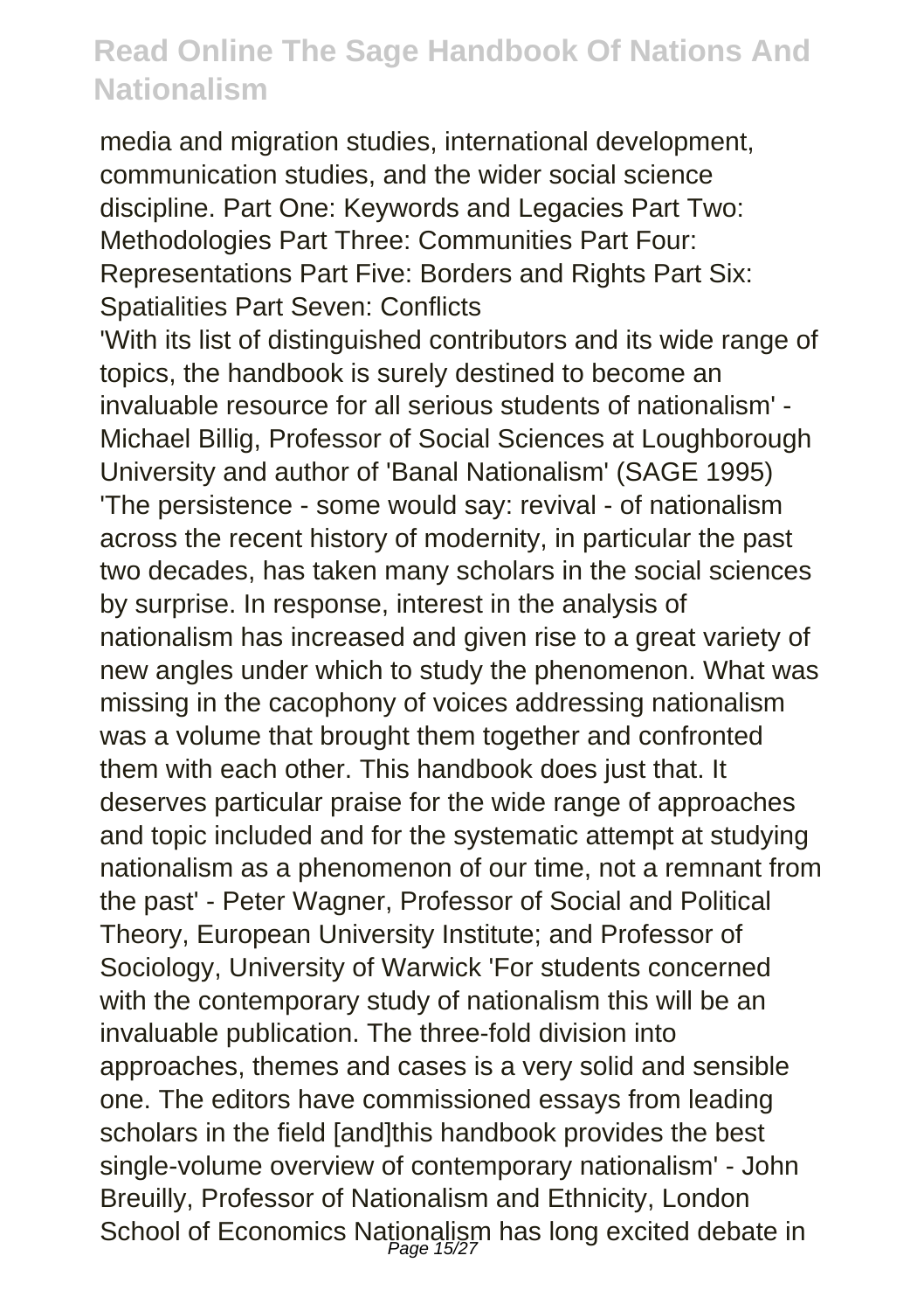media and migration studies, international development, communication studies, and the wider social science discipline. Part One: Keywords and Legacies Part Two: Methodologies Part Three: Communities Part Four: Representations Part Five: Borders and Rights Part Six: Spatialities Part Seven: Conflicts

'With its list of distinguished contributors and its wide range of topics, the handbook is surely destined to become an invaluable resource for all serious students of nationalism' - Michael Billig, Professor of Social Sciences at Loughborough University and author of 'Banal Nationalism' (SAGE 1995) 'The persistence - some would say: revival - of nationalism across the recent history of modernity, in particular the past two decades, has taken many scholars in the social sciences by surprise. In response, interest in the analysis of nationalism has increased and given rise to a great variety of new angles under which to study the phenomenon. What was missing in the cacophony of voices addressing nationalism was a volume that brought them together and confronted them with each other. This handbook does just that. It deserves particular praise for the wide range of approaches and topic included and for the systematic attempt at studying nationalism as a phenomenon of our time, not a remnant from the past' - Peter Wagner, Professor of Social and Political Theory, European University Institute; and Professor of Sociology, University of Warwick 'For students concerned with the contemporary study of nationalism this will be an invaluable publication. The three-fold division into approaches, themes and cases is a very solid and sensible one. The editors have commissioned essays from leading scholars in the field [and]this handbook provides the best single-volume overview of contemporary nationalism' - John Breuilly, Professor of Nationalism and Ethnicity, London School of Economics Nationalism has long excited debate in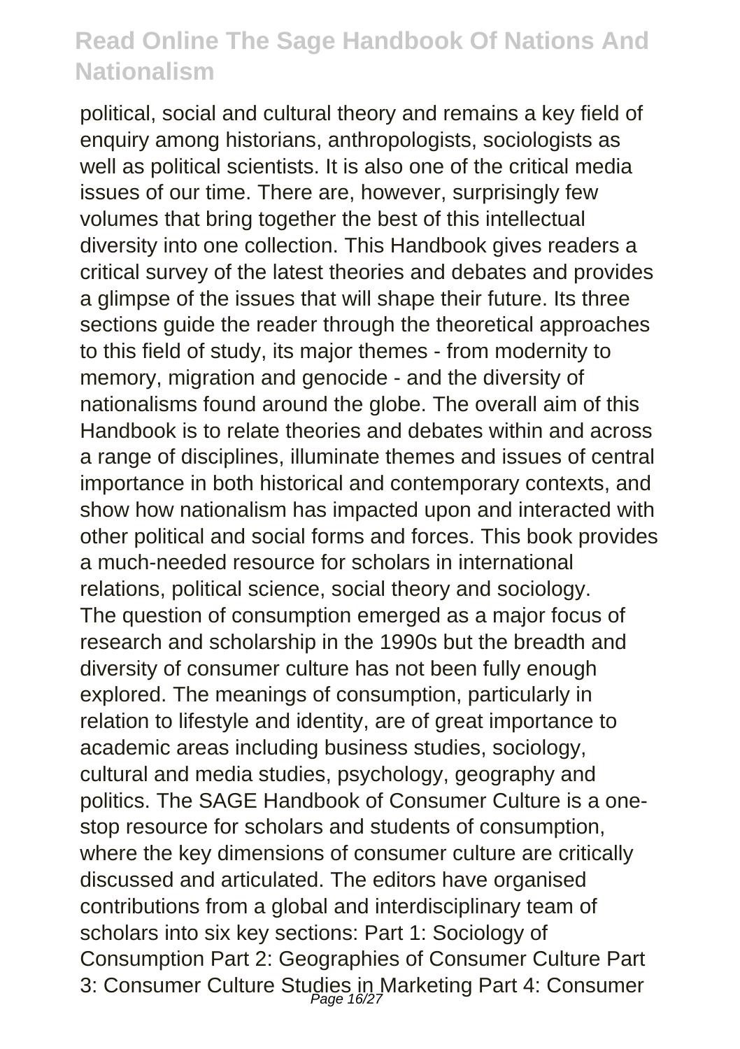political, social and cultural theory and remains a key field of enquiry among historians, anthropologists, sociologists as well as political scientists. It is also one of the critical media issues of our time. There are, however, surprisingly few volumes that bring together the best of this intellectual diversity into one collection. This Handbook gives readers a critical survey of the latest theories and debates and provides a glimpse of the issues that will shape their future. Its three sections guide the reader through the theoretical approaches to this field of study, its major themes - from modernity to memory, migration and genocide - and the diversity of nationalisms found around the globe. The overall aim of this Handbook is to relate theories and debates within and across a range of disciplines, illuminate themes and issues of central importance in both historical and contemporary contexts, and show how nationalism has impacted upon and interacted with other political and social forms and forces. This book provides a much-needed resource for scholars in international relations, political science, social theory and sociology.

The question of consumption emerged as a major focus of research and scholarship in the 1990s but the breadth and diversity of consumer culture has not been fully enough explored. The meanings of consumption, particularly in relation to lifestyle and identity, are of great importance to academic areas including business studies, sociology, cultural and media studies, psychology, geography and politics. The SAGE Handbook of Consumer Culture is a one-stop resource for scholars and students of consumption, where the key dimensions of consumer culture are critically discussed and articulated. The editors have organised contributions from a global and interdisciplinary team of scholars into six key sections: Part 1: Sociology of Consumption Part 2: Geographies of Consumer Culture Part 3: Consumer Culture Studies in Marketing Part 4: Consumer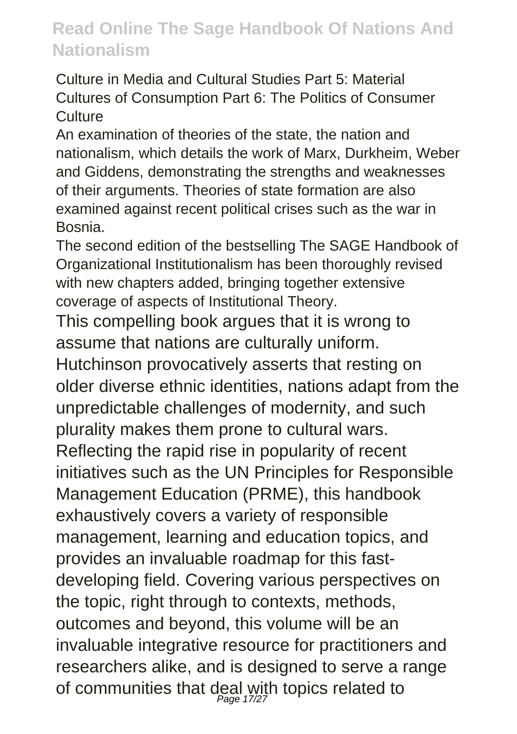Culture in Media and Cultural Studies Part 5: Material Cultures of Consumption Part 6: The Politics of Consumer Culture

An examination of theories of the state, the nation and nationalism, which details the work of Marx, Durkheim, Weber and Giddens, demonstrating the strengths and weaknesses of their arguments. Theories of state formation are also examined against recent political crises such as the war in Bosnia.

The second edition of the bestselling The SAGE Handbook of Organizational Institutionalism has been thoroughly revised with new chapters added, bringing together extensive coverage of aspects of Institutional Theory.

This compelling book argues that it is wrong to assume that nations are culturally uniform. Hutchinson provocatively asserts that resting on older diverse ethnic identities, nations adapt from the unpredictable challenges of modernity, and such plurality makes them prone to cultural wars.

Reflecting the rapid rise in popularity of recent initiatives such as the UN Principles for Responsible Management Education (PRME), this handbook exhaustively covers a variety of responsible management, learning and education topics, and provides an invaluable roadmap for this fast-developing field. Covering various perspectives on the topic, right through to contexts, methods, outcomes and beyond, this volume will be an invaluable integrative resource for practitioners and researchers alike, and is designed to serve a range of communities that deal with topics related to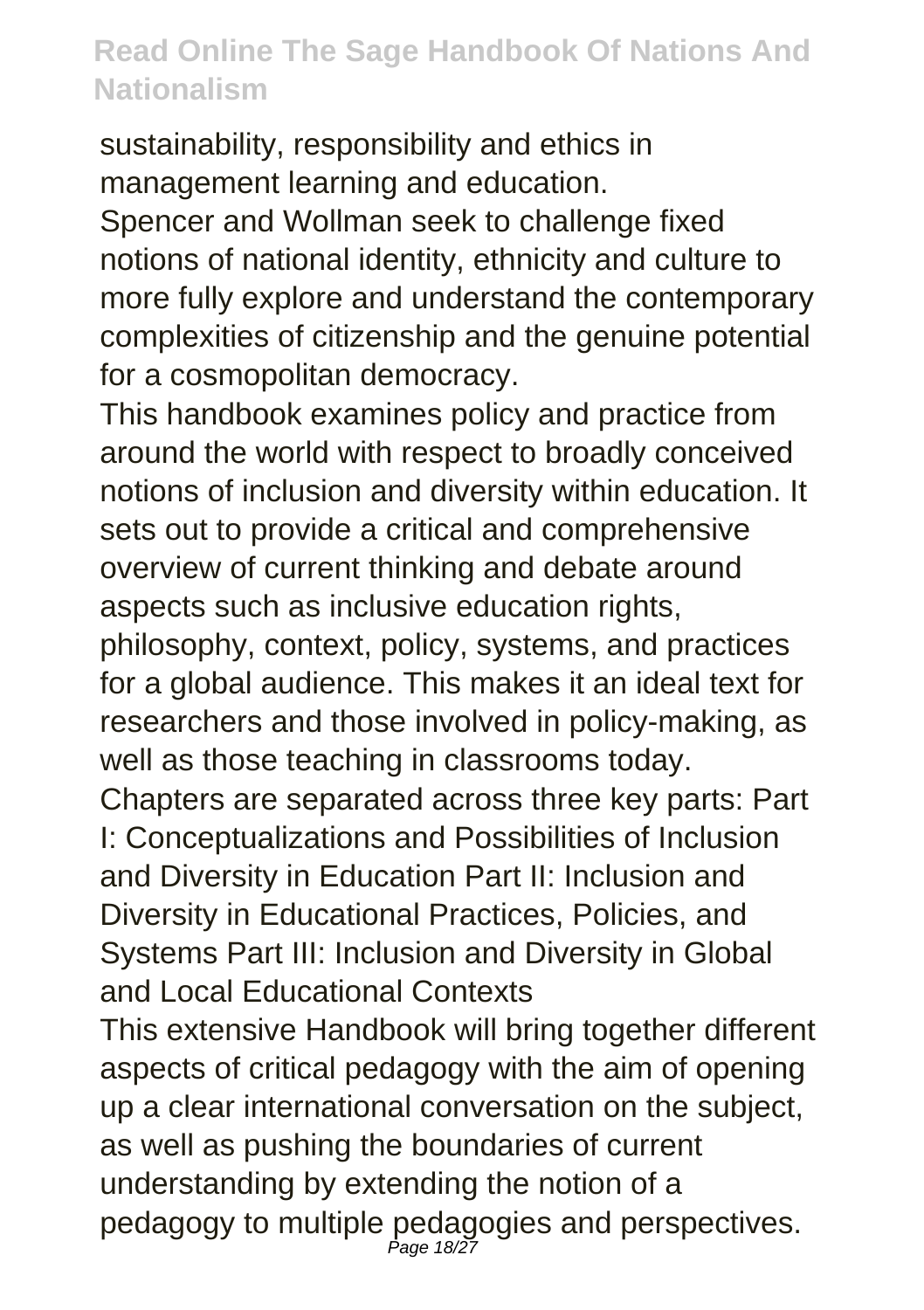sustainability, responsibility and ethics in management learning and education.

Spencer and Wollman seek to challenge fixed notions of national identity, ethnicity and culture to more fully explore and understand the contemporary complexities of citizenship and the genuine potential for a cosmopolitan democracy.

This handbook examines policy and practice from around the world with respect to broadly conceived notions of inclusion and diversity within education. It sets out to provide a critical and comprehensive overview of current thinking and debate around aspects such as inclusive education rights, philosophy, context, policy, systems, and practices for a global audience. This makes it an ideal text for researchers and those involved in policy-making, as well as those teaching in classrooms today.

Chapters are separated across three key parts: Part I: Conceptualizations and Possibilities of Inclusion and Diversity in Education Part II: Inclusion and Diversity in Educational Practices, Policies, and Systems Part III: Inclusion and Diversity in Global and Local Educational Contexts

This extensive Handbook will bring together different aspects of critical pedagogy with the aim of opening up a clear international conversation on the subject, as well as pushing the boundaries of current understanding by extending the notion of a pedagogy to multiple pedagogies and perspectives.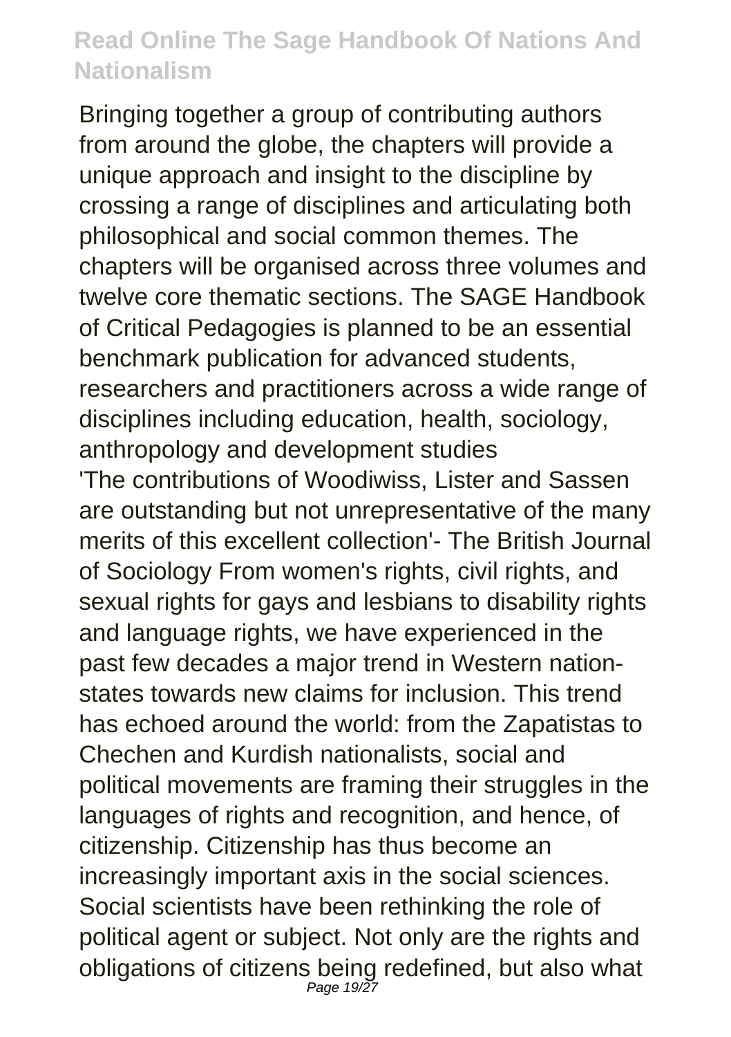Bringing together a group of contributing authors from around the globe, the chapters will provide a unique approach and insight to the discipline by crossing a range of disciplines and articulating both philosophical and social common themes. The chapters will be organised across three volumes and twelve core thematic sections. The SAGE Handbook of Critical Pedagogies is planned to be an essential benchmark publication for advanced students, researchers and practitioners across a wide range of disciplines including education, health, sociology, anthropology and development studies

'The contributions of Woodiwiss, Lister and Sassen are outstanding but not unrepresentative of the many merits of this excellent collection'- The British Journal of Sociology From women's rights, civil rights, and sexual rights for gays and lesbians to disability rights and language rights, we have experienced in the past few decades a major trend in Western nation-states towards new claims for inclusion. This trend has echoed around the world: from the Zapatistas to Chechen and Kurdish nationalists, social and political movements are framing their struggles in the languages of rights and recognition, and hence, of citizenship. Citizenship has thus become an increasingly important axis in the social sciences. Social scientists have been rethinking the role of political agent or subject. Not only are the rights and obligations of citizens being redefined, but also what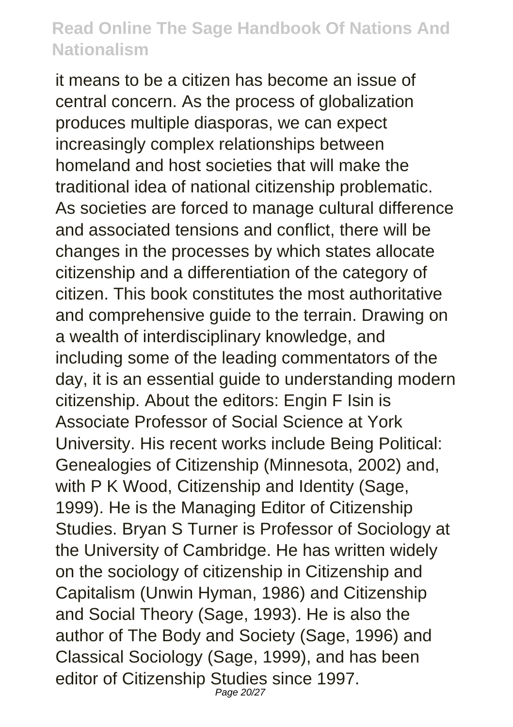it means to be a citizen has become an issue of central concern. As the process of globalization produces multiple diasporas, we can expect increasingly complex relationships between homeland and host societies that will make the traditional idea of national citizenship problematic. As societies are forced to manage cultural difference and associated tensions and conflict, there will be changes in the processes by which states allocate citizenship and a differentiation of the category of citizen. This book constitutes the most authoritative and comprehensive guide to the terrain. Drawing on a wealth of interdisciplinary knowledge, and including some of the leading commentators of the day, it is an essential guide to understanding modern citizenship. About the editors: Engin F Isin is Associate Professor of Social Science at York University. His recent works include Being Political: Genealogies of Citizenship (Minnesota, 2002) and, with P K Wood, Citizenship and Identity (Sage, 1999). He is the Managing Editor of Citizenship Studies. Bryan S Turner is Professor of Sociology at the University of Cambridge. He has written widely on the sociology of citizenship in Citizenship and Capitalism (Unwin Hyman, 1986) and Citizenship and Social Theory (Sage, 1993). He is also the author of The Body and Society (Sage, 1996) and Classical Sociology (Sage, 1999), and has been editor of Citizenship Studies since 1997.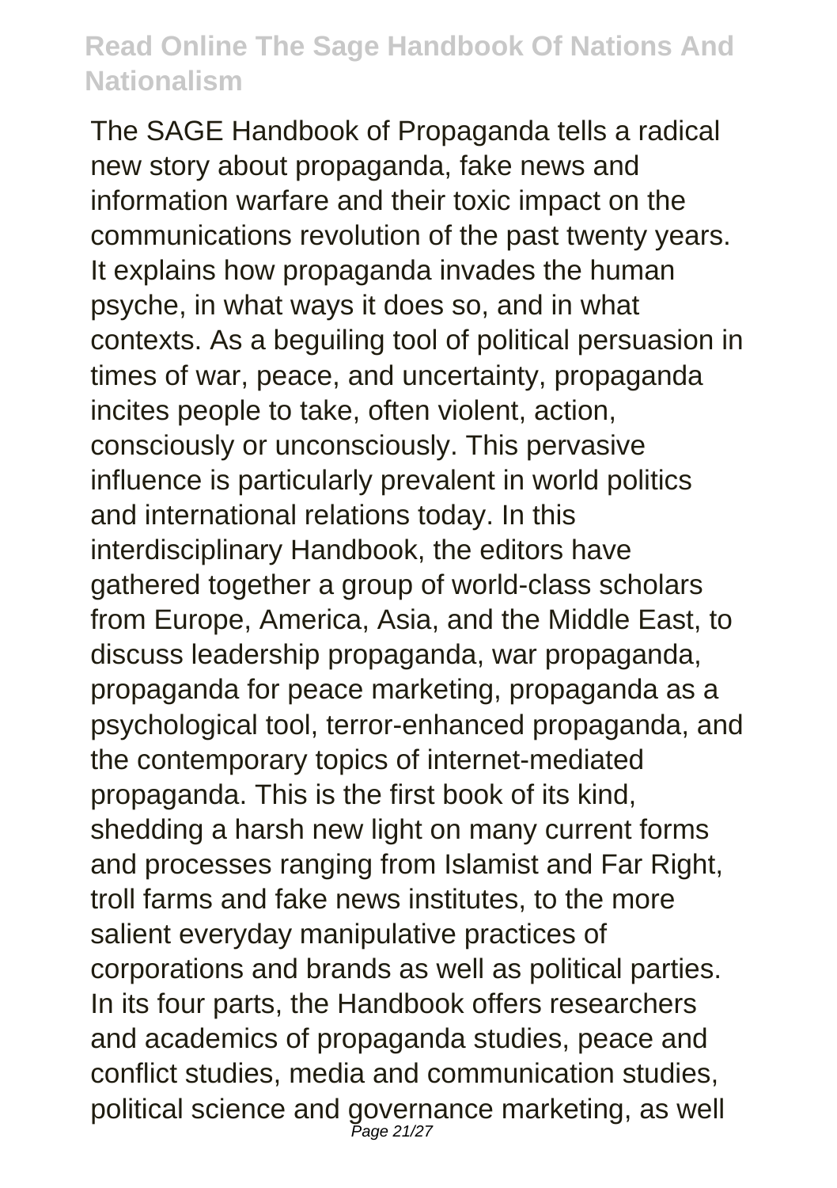The SAGE Handbook of Propaganda tells a radical new story about propaganda, fake news and information warfare and their toxic impact on the communications revolution of the past twenty years. It explains how propaganda invades the human psyche, in what ways it does so, and in what contexts. As a beguiling tool of political persuasion in times of war, peace, and uncertainty, propaganda incites people to take, often violent, action, consciously or unconsciously. This pervasive influence is particularly prevalent in world politics and international relations today. In this interdisciplinary Handbook, the editors have gathered together a group of world-class scholars from Europe, America, Asia, and the Middle East, to discuss leadership propaganda, war propaganda, propaganda for peace marketing, propaganda as a psychological tool, terror-enhanced propaganda, and the contemporary topics of internet-mediated propaganda. This is the first book of its kind, shedding a harsh new light on many current forms and processes ranging from Islamist and Far Right, troll farms and fake news institutes, to the more salient everyday manipulative practices of corporations and brands as well as political parties. In its four parts, the Handbook offers researchers and academics of propaganda studies, peace and conflict studies, media and communication studies, political science and governance marketing, as well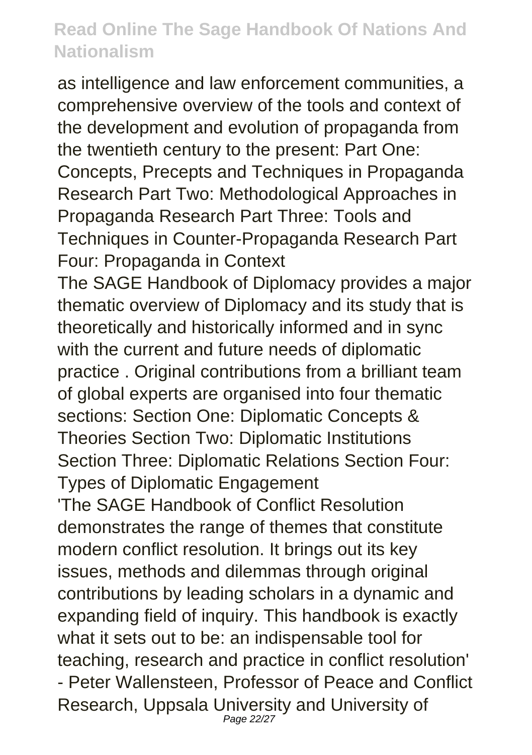as intelligence and law enforcement communities, a comprehensive overview of the tools and context of the development and evolution of propaganda from the twentieth century to the present: Part One: Concepts, Precepts and Techniques in Propaganda Research Part Two: Methodological Approaches in Propaganda Research Part Three: Tools and Techniques in Counter-Propaganda Research Part Four: Propaganda in Context

The SAGE Handbook of Diplomacy provides a major thematic overview of Diplomacy and its study that is theoretically and historically informed and in sync with the current and future needs of diplomatic practice . Original contributions from a brilliant team of global experts are organised into four thematic sections: Section One: Diplomatic Concepts & Theories Section Two: Diplomatic Institutions Section Three: Diplomatic Relations Section Four: Types of Diplomatic Engagement

'The SAGE Handbook of Conflict Resolution demonstrates the range of themes that constitute modern conflict resolution. It brings out its key issues, methods and dilemmas through original contributions by leading scholars in a dynamic and expanding field of inquiry. This handbook is exactly what it sets out to be: an indispensable tool for teaching, research and practice in conflict resolution' - Peter Wallensteen, Professor of Peace and Conflict Research, Uppsala University and University of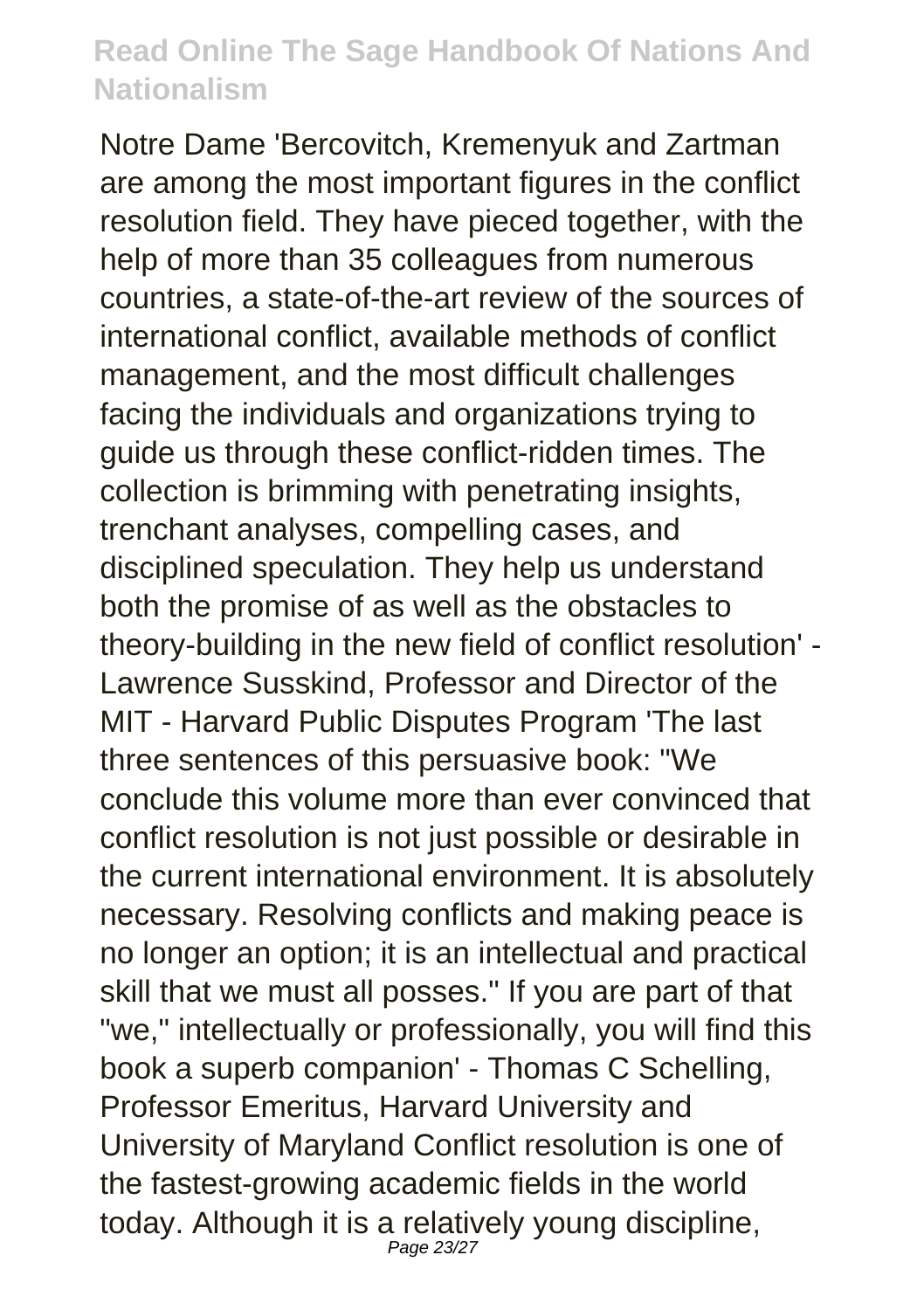Notre Dame 'Bercovitch, Kremenyuk and Zartman are among the most important figures in the conflict resolution field. They have pieced together, with the help of more than 35 colleagues from numerous countries, a state-of-the-art review of the sources of international conflict, available methods of conflict management, and the most difficult challenges facing the individuals and organizations trying to guide us through these conflict-ridden times. The collection is brimming with penetrating insights, trenchant analyses, compelling cases, and disciplined speculation. They help us understand both the promise of as well as the obstacles to theory-building in the new field of conflict resolution' - Lawrence Susskind, Professor and Director of the MIT - Harvard Public Disputes Program 'The last three sentences of this persuasive book: "We conclude this volume more than ever convinced that conflict resolution is not just possible or desirable in the current international environment. It is absolutely necessary. Resolving conflicts and making peace is no longer an option; it is an intellectual and practical skill that we must all posses." If you are part of that "we," intellectually or professionally, you will find this book a superb companion' - Thomas C Schelling, Professor Emeritus, Harvard University and University of Maryland Conflict resolution is one of the fastest-growing academic fields in the world today. Although it is a relatively young discipline,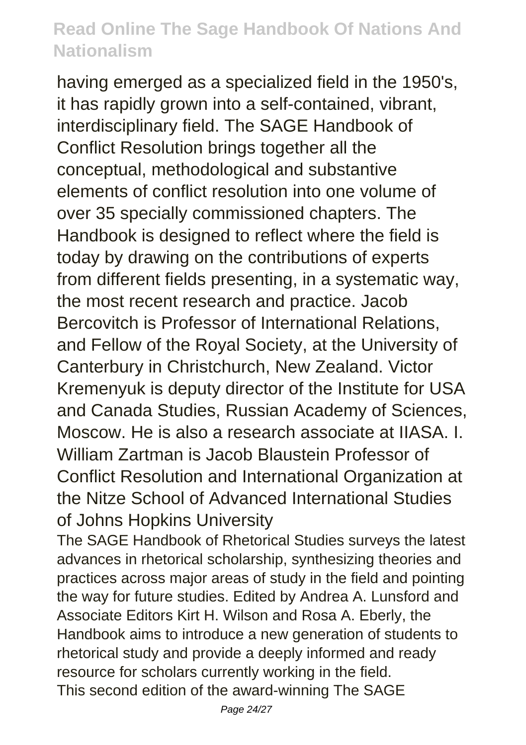having emerged as a specialized field in the 1950's, it has rapidly grown into a self-contained, vibrant, interdisciplinary field. The SAGE Handbook of Conflict Resolution brings together all the conceptual, methodological and substantive elements of conflict resolution into one volume of over 35 specially commissioned chapters. The Handbook is designed to reflect where the field is today by drawing on the contributions of experts from different fields presenting, in a systematic way, the most recent research and practice. Jacob Bercovitch is Professor of International Relations, and Fellow of the Royal Society, at the University of Canterbury in Christchurch, New Zealand. Victor Kremenyuk is deputy director of the Institute for USA and Canada Studies, Russian Academy of Sciences, Moscow. He is also a research associate at IIASA. I. William Zartman is Jacob Blaustein Professor of Conflict Resolution and International Organization at the Nitze School of Advanced International Studies of Johns Hopkins University

The SAGE Handbook of Rhetorical Studies surveys the latest advances in rhetorical scholarship, synthesizing theories and practices across major areas of study in the field and pointing the way for future studies. Edited by Andrea A. Lunsford and Associate Editors Kirt H. Wilson and Rosa A. Eberly, the Handbook aims to introduce a new generation of students to rhetorical study and provide a deeply informed and ready resource for scholars currently working in the field.

This second edition of the award-winning The SAGE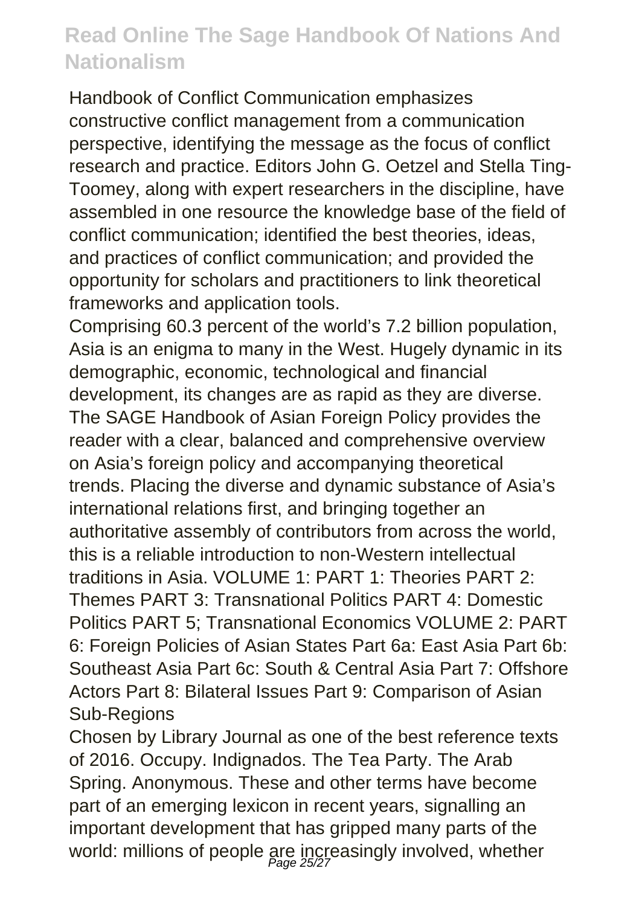Handbook of Conflict Communication emphasizes constructive conflict management from a communication perspective, identifying the message as the focus of conflict research and practice. Editors John G. Oetzel and Stella Ting-Toomey, along with expert researchers in the discipline, have assembled in one resource the knowledge base of the field of conflict communication; identified the best theories, ideas, and practices of conflict communication; and provided the opportunity for scholars and practitioners to link theoretical frameworks and application tools.

Comprising 60.3 percent of the world's 7.2 billion population, Asia is an enigma to many in the West. Hugely dynamic in its demographic, economic, technological and financial development, its changes are as rapid as they are diverse. The SAGE Handbook of Asian Foreign Policy provides the reader with a clear, balanced and comprehensive overview on Asia's foreign policy and accompanying theoretical trends. Placing the diverse and dynamic substance of Asia's international relations first, and bringing together an authoritative assembly of contributors from across the world, this is a reliable introduction to non-Western intellectual traditions in Asia. VOLUME 1: PART 1: Theories PART 2: Themes PART 3: Transnational Politics PART 4: Domestic Politics PART 5; Transnational Economics VOLUME 2: PART 6: Foreign Policies of Asian States Part 6a: East Asia Part 6b: Southeast Asia Part 6c: South & Central Asia Part 7: Offshore Actors Part 8: Bilateral Issues Part 9: Comparison of Asian Sub-Regions

Chosen by Library Journal as one of the best reference texts of 2016. Occupy. Indignados. The Tea Party. The Arab Spring. Anonymous. These and other terms have become part of an emerging lexicon in recent years, signalling an important development that has gripped many parts of the world: millions of people are increasingly involved, whether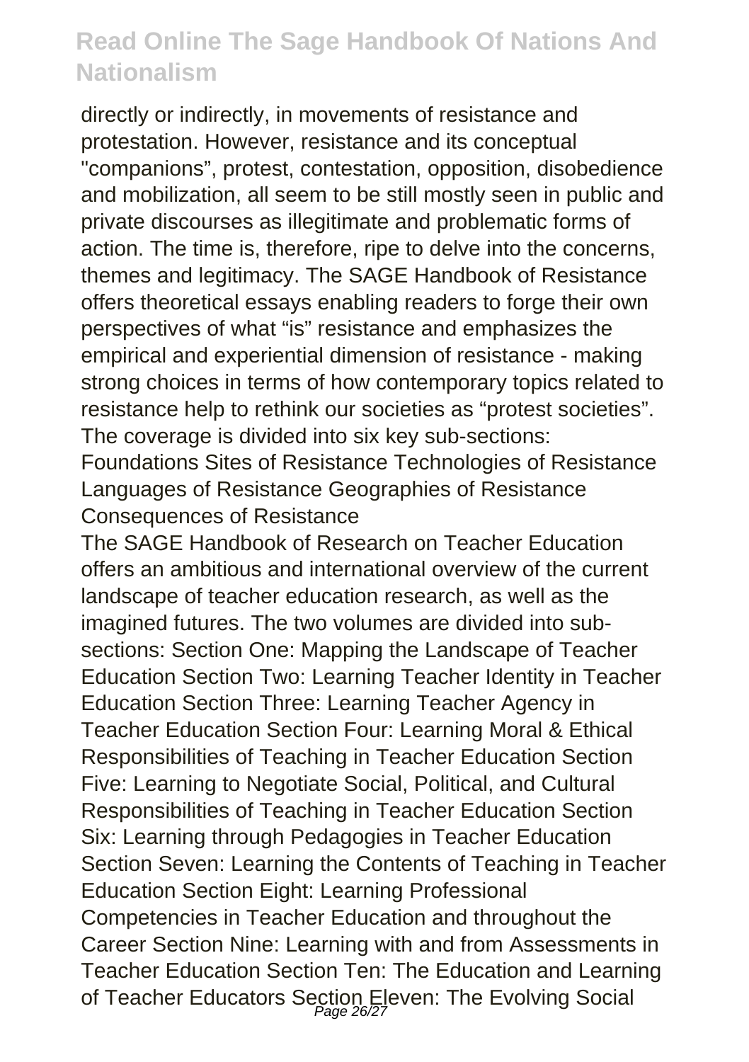directly or indirectly, in movements of resistance and protestation. However, resistance and its conceptual "companions", protest, contestation, opposition, disobedience and mobilization, all seem to be still mostly seen in public and private discourses as illegitimate and problematic forms of action. The time is, therefore, ripe to delve into the concerns, themes and legitimacy. The SAGE Handbook of Resistance offers theoretical essays enabling readers to forge their own perspectives of what "is" resistance and emphasizes the empirical and experiential dimension of resistance - making strong choices in terms of how contemporary topics related to resistance help to rethink our societies as "protest societies". The coverage is divided into six key sub-sections: Foundations Sites of Resistance Technologies of Resistance Languages of Resistance Geographies of Resistance Consequences of Resistance

The SAGE Handbook of Research on Teacher Education offers an ambitious and international overview of the current landscape of teacher education research, as well as the imagined futures. The two volumes are divided into sub-sections: Section One: Mapping the Landscape of Teacher Education Section Two: Learning Teacher Identity in Teacher Education Section Three: Learning Teacher Agency in Teacher Education Section Four: Learning Moral & Ethical Responsibilities of Teaching in Teacher Education Section Five: Learning to Negotiate Social, Political, and Cultural Responsibilities of Teaching in Teacher Education Section Six: Learning through Pedagogies in Teacher Education Section Seven: Learning the Contents of Teaching in Teacher Education Section Eight: Learning Professional Competencies in Teacher Education and throughout the Career Section Nine: Learning with and from Assessments in Teacher Education Section Ten: The Education and Learning of Teacher Educators Section Eleven: The Evolving Social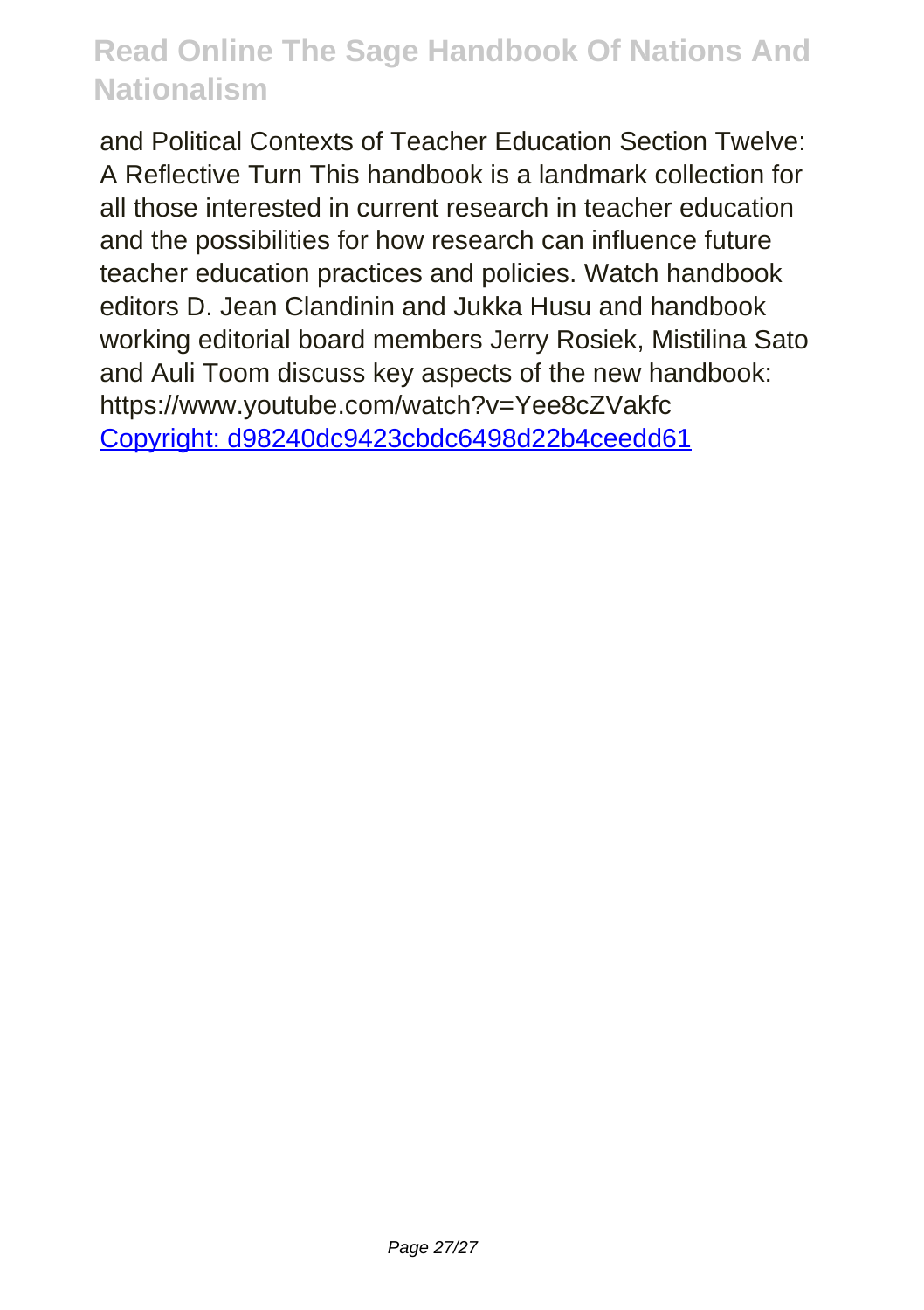and Political Contexts of Teacher Education Section Twelve: A Reflective Turn This handbook is a landmark collection for all those interested in current research in teacher education and the possibilities for how research can influence future teacher education practices and policies. Watch handbook editors D. Jean Clandinin and Jukka Husu and handbook working editorial board members Jerry Rosiek, Mistilina Sato and Auli Toom discuss key aspects of the new handbook: https://www.youtube.com/watch?v=Yee8cZVakfc

Copyright: d98240dc9423cbdc6498d22b4ceedd61